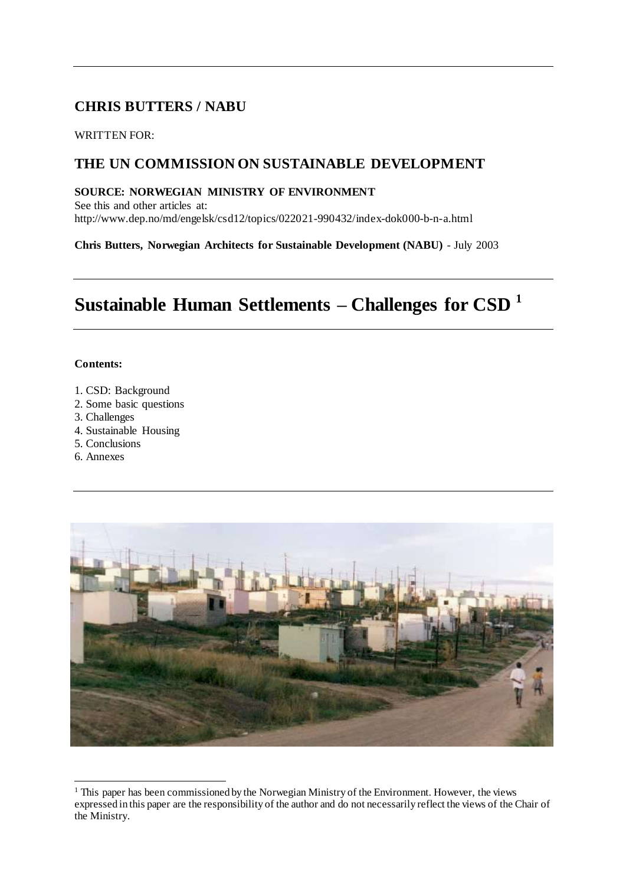**CHRIS BUTTERS / NABU**

WRITTEN FOR:

**THE UN COMMISSION ON SUSTAINABLE DEVELOPMENT**

**SOURCE: NORWEGIAN MINISTRY OF ENVIRONMENT**
See this and other articles at:
http://www.dep.no/md/engelsk/csd12/topics/022021-990432/index-dok000-b-n-a.html

**Chris Butters, Norwegian Architects for Sustainable Development (NABU)** - July 2003

# Sustainable Human Settlements – Challenges for CSD [1]

**Contents:**

1. CSD: Background
2. Some basic questions
3. Challenges
4. Sustainable Housing
5. Conclusions
6. Annexes

[1] This paper has been commissioned by the Norwegian Ministry of the Environment. However, the views expressed in this paper are the responsibility of the author and do not necessarily reflect the views of the Chair of the Ministry.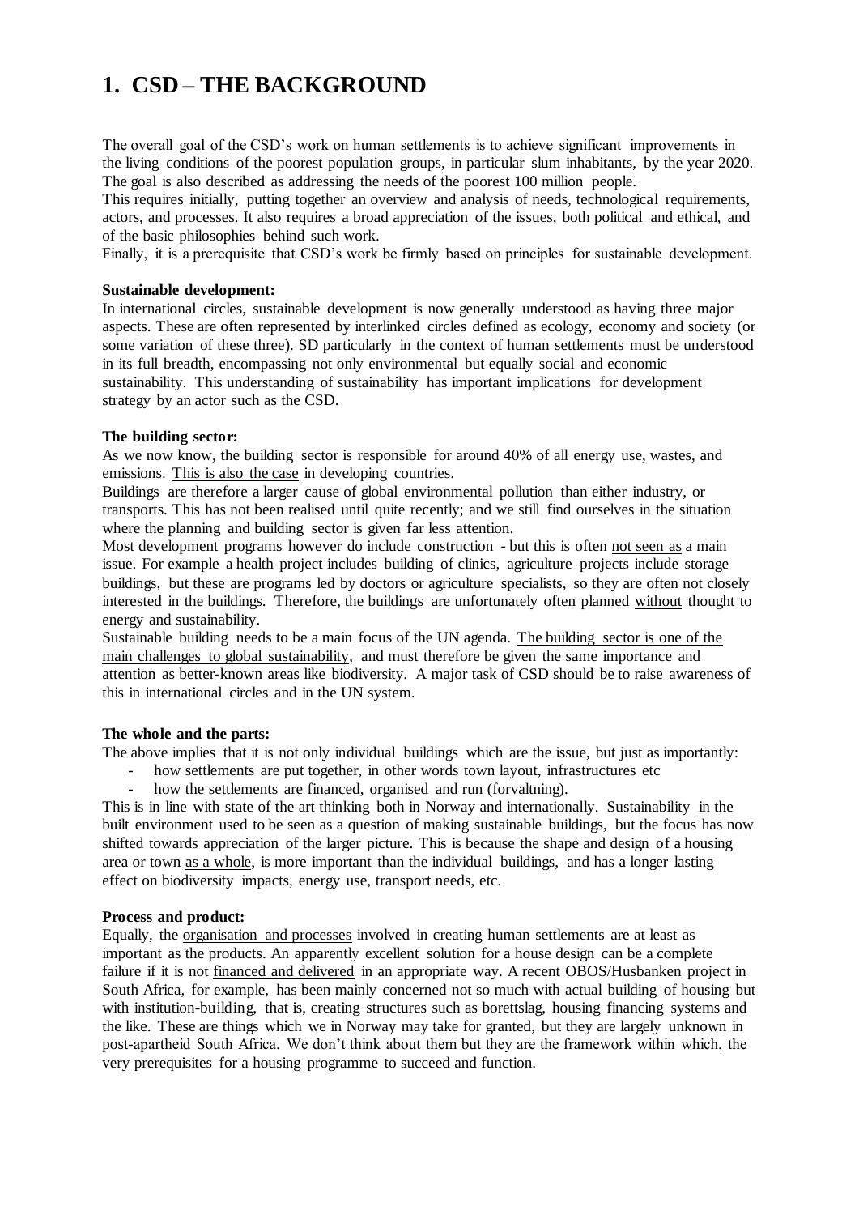# 1. CSD – THE BACKGROUND

The overall goal of the CSD's work on human settlements is to achieve significant improvements in the living conditions of the poorest population groups, in particular slum inhabitants, by the year 2020. The goal is also described as addressing the needs of the poorest 100 million people.

This requires initially, putting together an overview and analysis of needs, technological requirements, actors, and processes. It also requires a broad appreciation of the issues, both political and ethical, and of the basic philosophies behind such work.

Finally, it is a prerequisite that CSD's work be firmly based on principles for sustainable development.

**Sustainable development:**

In international circles, sustainable development is now generally understood as having three major aspects. These are often represented by interlinked circles defined as ecology, economy and society (or some variation of these three). SD particularly in the context of human settlements must be understood in its full breadth, encompassing not only environmental but equally social and economic sustainability. This understanding of sustainability has important implications for development strategy by an actor such as the CSD.

**The building sector:**

As we now know, the building sector is responsible for around 40% of all energy use, wastes, and emissions. <u>This is also the case</u> in developing countries.

Buildings are therefore a larger cause of global environmental pollution than either industry, or transports. This has not been realised until quite recently; and we still find ourselves in the situation where the planning and building sector is given far less attention.

Most development programs however do include construction - but this is often <u>not seen as</u> a main issue. For example a health project includes building of clinics, agriculture projects include storage buildings, but these are programs led by doctors or agriculture specialists, so they are often not closely interested in the buildings. Therefore, the buildings are unfortunately often planned <u>without</u> thought to energy and sustainability.

Sustainable building needs to be a main focus of the UN agenda. <u>The building sector is one of the main challenges to global sustainability</u>, and must therefore be given the same importance and attention as better-known areas like biodiversity. A major task of CSD should be to raise awareness of this in international circles and in the UN system.

**The whole and the parts:**

The above implies that it is not only individual buildings which are the issue, but just as importantly:

- how settlements are put together, in other words town layout, infrastructures etc
- how the settlements are financed, organised and run (forvaltning).

This is in line with state of the art thinking both in Norway and internationally. Sustainability in the built environment used to be seen as a question of making sustainable buildings, but the focus has now shifted towards appreciation of the larger picture. This is because the shape and design of a housing area or town <u>as a whole</u>, is more important than the individual buildings, and has a longer lasting effect on biodiversity impacts, energy use, transport needs, etc.

**Process and product:**

Equally, the <u>organisation and processes</u> involved in creating human settlements are at least as important as the products. An apparently excellent solution for a house design can be a complete failure if it is not <u>financed and delivered</u> in an appropriate way. A recent OBOS/Husbanken project in South Africa, for example, has been mainly concerned not so much with actual building of housing but with institution-building, that is, creating structures such as borettslag, housing financing systems and the like. These are things which we in Norway may take for granted, but they are largely unknown in post-apartheid South Africa. We don't think about them but they are the framework within which, the very prerequisites for a housing programme to succeed and function.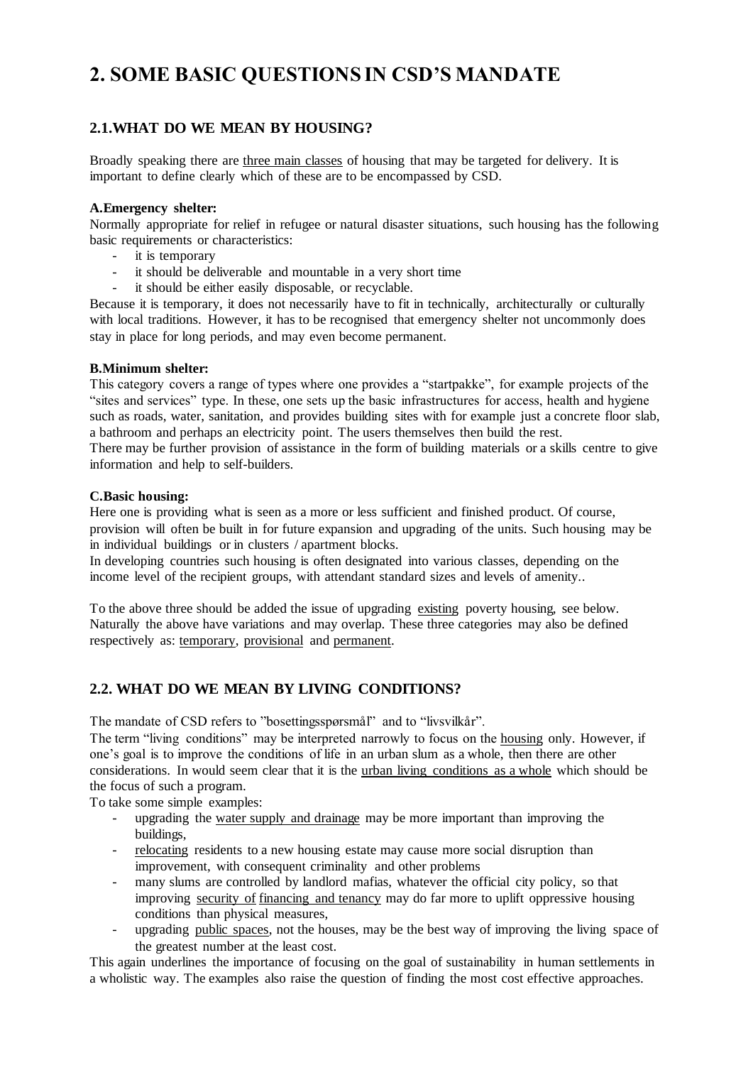# 2. SOME BASIC QUESTIONS IN CSD'S MANDATE

## 2.1.WHAT DO WE MEAN BY HOUSING?

Broadly speaking there are three main classes of housing that may be targeted for delivery. It is important to define clearly which of these are to be encompassed by CSD.

**A.Emergency shelter:**
Normally appropriate for relief in refugee or natural disaster situations, such housing has the following basic requirements or characteristics:

- it is temporary
- it should be deliverable and mountable in a very short time
- it should be either easily disposable, or recyclable.

Because it is temporary, it does not necessarily have to fit in technically, architecturally or culturally with local traditions. However, it has to be recognised that emergency shelter not uncommonly does stay in place for long periods, and may even become permanent.

**B.Minimum shelter:**
This category covers a range of types where one provides a "startpakke", for example projects of the "sites and services" type. In these, one sets up the basic infrastructures for access, health and hygiene such as roads, water, sanitation, and provides building sites with for example just a concrete floor slab, a bathroom and perhaps an electricity point. The users themselves then build the rest.
There may be further provision of assistance in the form of building materials or a skills centre to give information and help to self-builders.

**C.Basic housing:**
Here one is providing what is seen as a more or less sufficient and finished product. Of course, provision will often be built in for future expansion and upgrading of the units. Such housing may be in individual buildings or in clusters / apartment blocks.
In developing countries such housing is often designated into various classes, depending on the income level of the recipient groups, with attendant standard sizes and levels of amenity..

To the above three should be added the issue of upgrading existing poverty housing, see below. Naturally the above have variations and may overlap. These three categories may also be defined respectively as: temporary, provisional and permanent.

## 2.2. WHAT DO WE MEAN BY LIVING CONDITIONS?

The mandate of CSD refers to "bosettingsspørsmål" and to "livsvilkår".
The term "living conditions" may be interpreted narrowly to focus on the housing only. However, if one's goal is to improve the conditions of life in an urban slum as a whole, then there are other considerations. In would seem clear that it is the urban living conditions as a whole which should be the focus of such a program.
To take some simple examples:

- upgrading the water supply and drainage may be more important than improving the buildings,
- relocating residents to a new housing estate may cause more social disruption than improvement, with consequent criminality and other problems
- many slums are controlled by landlord mafias, whatever the official city policy, so that improving security of financing and tenancy may do far more to uplift oppressive housing conditions than physical measures,
- upgrading public spaces, not the houses, may be the best way of improving the living space of the greatest number at the least cost.

This again underlines the importance of focusing on the goal of sustainability in human settlements in a wholistic way. The examples also raise the question of finding the most cost effective approaches.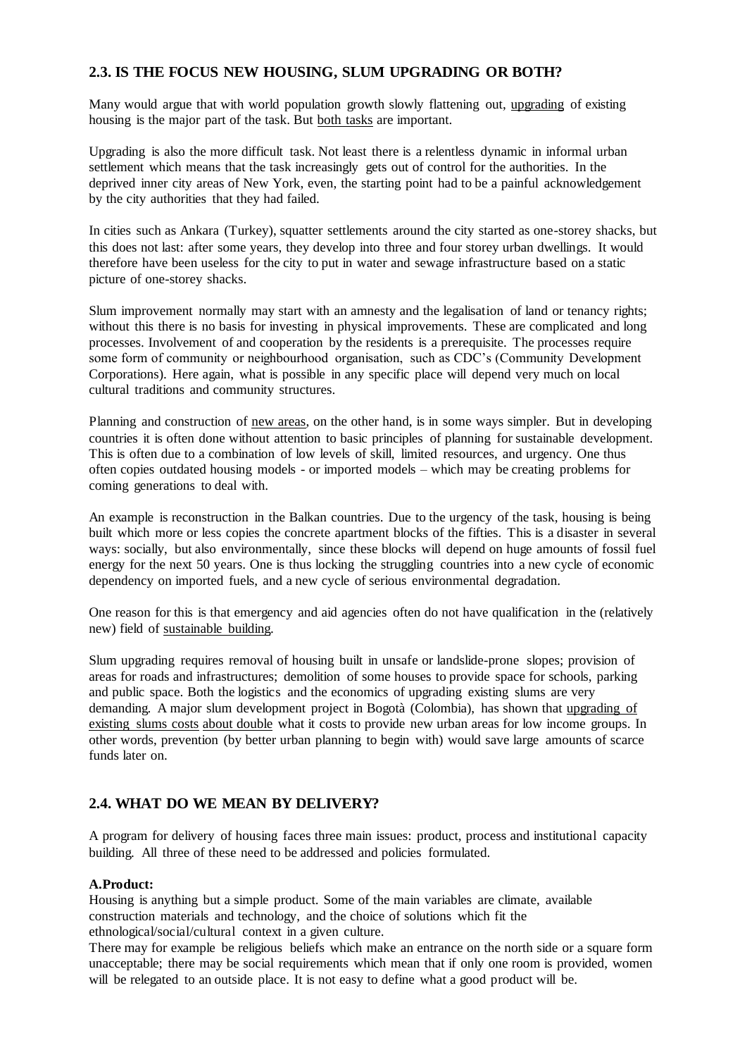## 2.3. IS THE FOCUS NEW HOUSING, SLUM UPGRADING OR BOTH?

Many would argue that with world population growth slowly flattening out, upgrading of existing housing is the major part of the task. But both tasks are important.

Upgrading is also the more difficult task. Not least there is a relentless dynamic in informal urban settlement which means that the task increasingly gets out of control for the authorities. In the deprived inner city areas of New York, even, the starting point had to be a painful acknowledgement by the city authorities that they had failed.

In cities such as Ankara (Turkey), squatter settlements around the city started as one-storey shacks, but this does not last: after some years, they develop into three and four storey urban dwellings. It would therefore have been useless for the city to put in water and sewage infrastructure based on a static picture of one-storey shacks.

Slum improvement normally may start with an amnesty and the legalisation of land or tenancy rights; without this there is no basis for investing in physical improvements. These are complicated and long processes. Involvement of and cooperation by the residents is a prerequisite. The processes require some form of community or neighbourhood organisation, such as CDC's (Community Development Corporations). Here again, what is possible in any specific place will depend very much on local cultural traditions and community structures.

Planning and construction of new areas, on the other hand, is in some ways simpler. But in developing countries it is often done without attention to basic principles of planning for sustainable development. This is often due to a combination of low levels of skill, limited resources, and urgency. One thus often copies outdated housing models - or imported models – which may be creating problems for coming generations to deal with.

An example is reconstruction in the Balkan countries. Due to the urgency of the task, housing is being built which more or less copies the concrete apartment blocks of the fifties. This is a disaster in several ways: socially, but also environmentally, since these blocks will depend on huge amounts of fossil fuel energy for the next 50 years. One is thus locking the struggling countries into a new cycle of economic dependency on imported fuels, and a new cycle of serious environmental degradation.

One reason for this is that emergency and aid agencies often do not have qualification in the (relatively new) field of sustainable building.

Slum upgrading requires removal of housing built in unsafe or landslide-prone slopes; provision of areas for roads and infrastructures; demolition of some houses to provide space for schools, parking and public space. Both the logistics and the economics of upgrading existing slums are very demanding. A major slum development project in Bogotà (Colombia), has shown that upgrading of existing slums costs about double what it costs to provide new urban areas for low income groups. In other words, prevention (by better urban planning to begin with) would save large amounts of scarce funds later on.

## 2.4. WHAT DO WE MEAN BY DELIVERY?

A program for delivery of housing faces three main issues: product, process and institutional capacity building. All three of these need to be addressed and policies formulated.

**A.Product:**

Housing is anything but a simple product. Some of the main variables are climate, available construction materials and technology, and the choice of solutions which fit the ethnological/social/cultural context in a given culture.

There may for example be religious beliefs which make an entrance on the north side or a square form unacceptable; there may be social requirements which mean that if only one room is provided, women will be relegated to an outside place. It is not easy to define what a good product will be.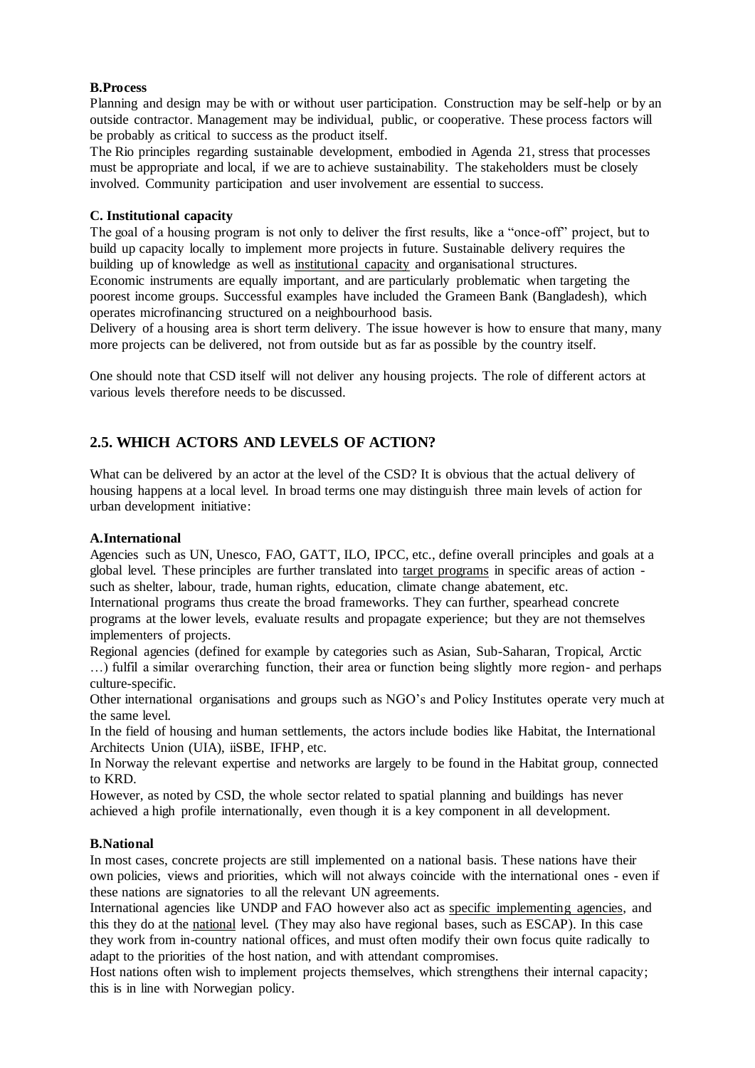**B.Process**

Planning and design may be with or without user participation. Construction may be self-help or by an outside contractor. Management may be individual, public, or cooperative. These process factors will be probably as critical to success as the product itself.
The Rio principles regarding sustainable development, embodied in Agenda 21, stress that processes must be appropriate and local, if we are to achieve sustainability. The stakeholders must be closely involved. Community participation and user involvement are essential to success.

**C. Institutional capacity**

The goal of a housing program is not only to deliver the first results, like a "once-off" project, but to build up capacity locally to implement more projects in future. Sustainable delivery requires the building up of knowledge as well as institutional capacity and organisational structures.
Economic instruments are equally important, and are particularly problematic when targeting the poorest income groups. Successful examples have included the Grameen Bank (Bangladesh), which operates microfinancing structured on a neighbourhood basis.
Delivery of a housing area is short term delivery. The issue however is how to ensure that many, many more projects can be delivered, not from outside but as far as possible by the country itself.

One should note that CSD itself will not deliver any housing projects. The role of different actors at various levels therefore needs to be discussed.

## 2.5. WHICH ACTORS AND LEVELS OF ACTION?

What can be delivered by an actor at the level of the CSD? It is obvious that the actual delivery of housing happens at a local level. In broad terms one may distinguish three main levels of action for urban development initiative:

**A.International**

Agencies such as UN, Unesco, FAO, GATT, ILO, IPCC, etc., define overall principles and goals at a global level. These principles are further translated into target programs in specific areas of action - such as shelter, labour, trade, human rights, education, climate change abatement, etc.
International programs thus create the broad frameworks. They can further, spearhead concrete programs at the lower levels, evaluate results and propagate experience; but they are not themselves implementers of projects.
Regional agencies (defined for example by categories such as Asian, Sub-Saharan, Tropical, Arctic …) fulfil a similar overarching function, their area or function being slightly more region- and perhaps culture-specific.
Other international organisations and groups such as NGO's and Policy Institutes operate very much at the same level.
In the field of housing and human settlements, the actors include bodies like Habitat, the International Architects Union (UIA), iiSBE, IFHP, etc.
In Norway the relevant expertise and networks are largely to be found in the Habitat group, connected to KRD.
However, as noted by CSD, the whole sector related to spatial planning and buildings has never achieved a high profile internationally, even though it is a key component in all development.

**B.National**

In most cases, concrete projects are still implemented on a national basis. These nations have their own policies, views and priorities, which will not always coincide with the international ones - even if these nations are signatories to all the relevant UN agreements.
International agencies like UNDP and FAO however also act as specific implementing agencies, and this they do at the national level. (They may also have regional bases, such as ESCAP). In this case they work from in-country national offices, and must often modify their own focus quite radically to adapt to the priorities of the host nation, and with attendant compromises.
Host nations often wish to implement projects themselves, which strengthens their internal capacity; this is in line with Norwegian policy.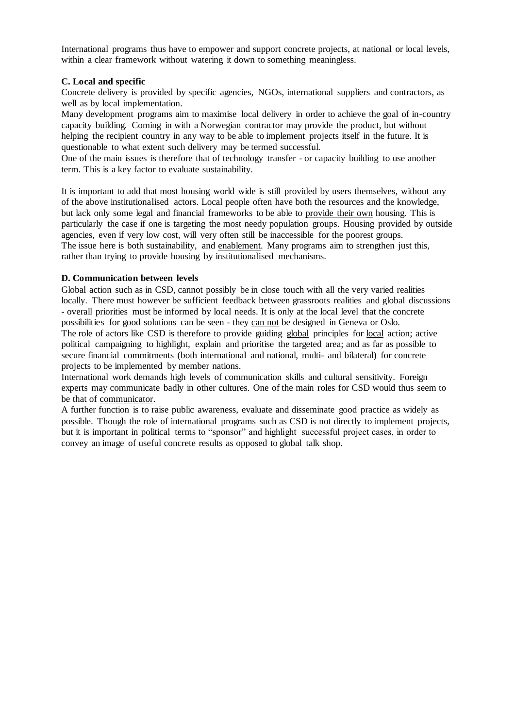International programs thus have to empower and support concrete projects, at national or local levels, within a clear framework without watering it down to something meaningless.

**C. Local and specific**

Concrete delivery is provided by specific agencies, NGOs, international suppliers and contractors, as well as by local implementation.

Many development programs aim to maximise local delivery in order to achieve the goal of in-country capacity building. Coming in with a Norwegian contractor may provide the product, but without helping the recipient country in any way to be able to implement projects itself in the future. It is questionable to what extent such delivery may be termed successful.

One of the main issues is therefore that of technology transfer - or capacity building to use another term. This is a key factor to evaluate sustainability.

It is important to add that most housing world wide is still provided by users themselves, without any of the above institutionalised actors. Local people often have both the resources and the knowledge, but lack only some legal and financial frameworks to be able to <u>provide their own</u> housing. This is particularly the case if one is targeting the most needy population groups. Housing provided by outside agencies, even if very low cost, will very often <u>still be inaccessible</u> for the poorest groups.

The issue here is both sustainability, and <u>enablement</u>. Many programs aim to strengthen just this, rather than trying to provide housing by institutionalised mechanisms.

**D. Communication between levels**

Global action such as in CSD, cannot possibly be in close touch with all the very varied realities locally. There must however be sufficient feedback between grassroots realities and global discussions - overall priorities must be informed by local needs. It is only at the local level that the concrete possibilities for good solutions can be seen - they <u>can not</u> be designed in Geneva or Oslo.

The role of actors like CSD is therefore to provide guiding <u>global</u> principles for <u>local</u> action; active political campaigning to highlight, explain and prioritise the targeted area; and as far as possible to secure financial commitments (both international and national, multi- and bilateral) for concrete projects to be implemented by member nations.

International work demands high levels of communication skills and cultural sensitivity. Foreign experts may communicate badly in other cultures. One of the main roles for CSD would thus seem to be that of <u>communicator</u>.

A further function is to raise public awareness, evaluate and disseminate good practice as widely as possible. Though the role of international programs such as CSD is not directly to implement projects, but it is important in political terms to "sponsor" and highlight successful project cases, in order to convey an image of useful concrete results as opposed to global talk shop.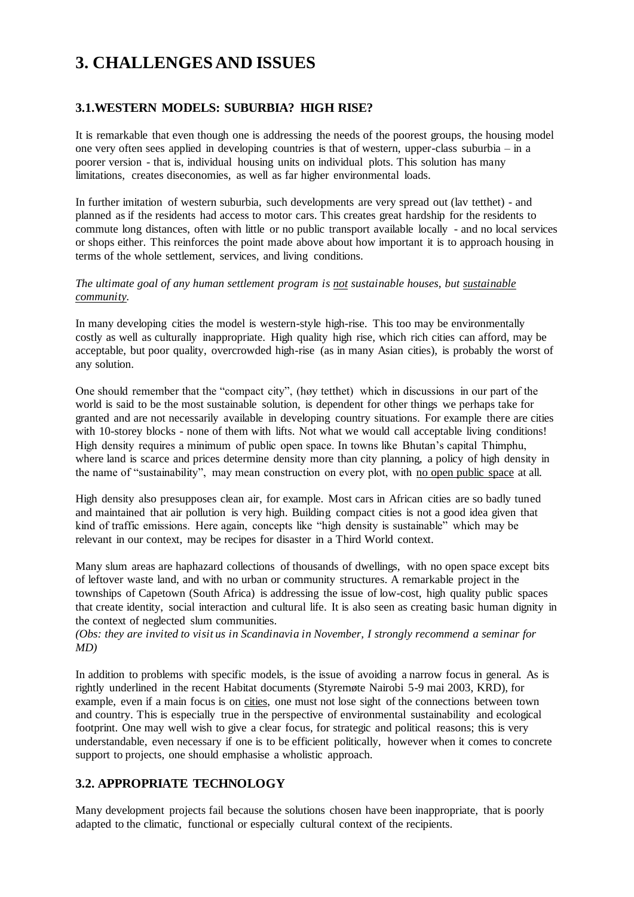# 3. CHALLENGES AND ISSUES

## 3.1. WESTERN MODELS: SUBURBIA? HIGH RISE?

It is remarkable that even though one is addressing the needs of the poorest groups, the housing model one very often sees applied in developing countries is that of western, upper-class suburbia – in a poorer version - that is, individual housing units on individual plots. This solution has many limitations, creates diseconomies, as well as far higher environmental loads.

In further imitation of western suburbia, such developments are very spread out (lav tetthet) - and planned as if the residents had access to motor cars. This creates great hardship for the residents to commute long distances, often with little or no public transport available locally - and no local services or shops either. This reinforces the point made above about how important it is to approach housing in terms of the whole settlement, services, and living conditions.

*The ultimate goal of any human settlement program is <u>not</u> sustainable houses, but <u>sustainable community</u>.*

In many developing cities the model is western-style high-rise. This too may be environmentally costly as well as culturally inappropriate. High quality high rise, which rich cities can afford, may be acceptable, but poor quality, overcrowded high-rise (as in many Asian cities), is probably the worst of any solution.

One should remember that the "compact city", (høy tetthet) which in discussions in our part of the world is said to be the most sustainable solution, is dependent for other things we perhaps take for granted and are not necessarily available in developing country situations. For example there are cities with 10-storey blocks - none of them with lifts. Not what we would call acceptable living conditions! High density requires a minimum of public open space. In towns like Bhutan's capital Thimphu, where land is scarce and prices determine density more than city planning, a policy of high density in the name of "sustainability", may mean construction on every plot, with <u>no open public space</u> at all.

High density also presupposes clean air, for example. Most cars in African cities are so badly tuned and maintained that air pollution is very high. Building compact cities is not a good idea given that kind of traffic emissions. Here again, concepts like "high density is sustainable" which may be relevant in our context, may be recipes for disaster in a Third World context.

Many slum areas are haphazard collections of thousands of dwellings, with no open space except bits of leftover waste land, and with no urban or community structures. A remarkable project in the townships of Capetown (South Africa) is addressing the issue of low-cost, high quality public spaces that create identity, social interaction and cultural life. It is also seen as creating basic human dignity in the context of neglected slum communities.
*(Obs: they are invited to visit us in Scandinavia in November, I strongly recommend a seminar for MD)*

In addition to problems with specific models, is the issue of avoiding a narrow focus in general. As is rightly underlined in the recent Habitat documents (Styremøte Nairobi 5-9 mai 2003, KRD), for example, even if a main focus is on <u>cities</u>, one must not lose sight of the connections between town and country. This is especially true in the perspective of environmental sustainability and ecological footprint. One may well wish to give a clear focus, for strategic and political reasons; this is very understandable, even necessary if one is to be efficient politically, however when it comes to concrete support to projects, one should emphasise a wholistic approach.

## 3.2. APPROPRIATE TECHNOLOGY

Many development projects fail because the solutions chosen have been inappropriate, that is poorly adapted to the climatic, functional or especially cultural context of the recipients.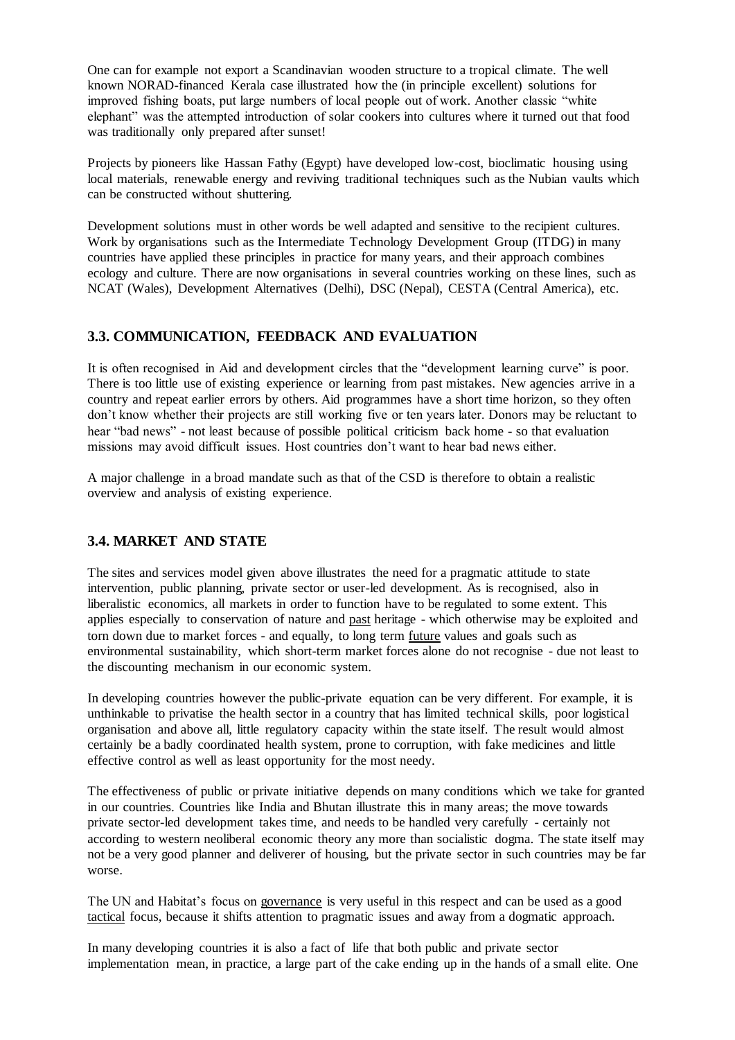One can for example not export a Scandinavian wooden structure to a tropical climate. The well known NORAD-financed Kerala case illustrated how the (in principle excellent) solutions for improved fishing boats, put large numbers of local people out of work. Another classic "white elephant" was the attempted introduction of solar cookers into cultures where it turned out that food was traditionally only prepared after sunset!

Projects by pioneers like Hassan Fathy (Egypt) have developed low-cost, bioclimatic housing using local materials, renewable energy and reviving traditional techniques such as the Nubian vaults which can be constructed without shuttering.

Development solutions must in other words be well adapted and sensitive to the recipient cultures. Work by organisations such as the Intermediate Technology Development Group (ITDG) in many countries have applied these principles in practice for many years, and their approach combines ecology and culture. There are now organisations in several countries working on these lines, such as NCAT (Wales), Development Alternatives (Delhi), DSC (Nepal), CESTA (Central America), etc.

### 3.3. COMMUNICATION, FEEDBACK AND EVALUATION

It is often recognised in Aid and development circles that the "development learning curve" is poor. There is too little use of existing experience or learning from past mistakes. New agencies arrive in a country and repeat earlier errors by others. Aid programmes have a short time horizon, so they often don't know whether their projects are still working five or ten years later. Donors may be reluctant to hear "bad news" - not least because of possible political criticism back home - so that evaluation missions may avoid difficult issues. Host countries don't want to hear bad news either.

A major challenge in a broad mandate such as that of the CSD is therefore to obtain a realistic overview and analysis of existing experience.

### 3.4. MARKET AND STATE

The sites and services model given above illustrates the need for a pragmatic attitude to state intervention, public planning, private sector or user-led development. As is recognised, also in liberalistic economics, all markets in order to function have to be regulated to some extent. This applies especially to conservation of nature and past heritage - which otherwise may be exploited and torn down due to market forces - and equally, to long term future values and goals such as environmental sustainability, which short-term market forces alone do not recognise - due not least to the discounting mechanism in our economic system.

In developing countries however the public-private equation can be very different. For example, it is unthinkable to privatise the health sector in a country that has limited technical skills, poor logistical organisation and above all, little regulatory capacity within the state itself. The result would almost certainly be a badly coordinated health system, prone to corruption, with fake medicines and little effective control as well as least opportunity for the most needy.

The effectiveness of public or private initiative depends on many conditions which we take for granted in our countries. Countries like India and Bhutan illustrate this in many areas; the move towards private sector-led development takes time, and needs to be handled very carefully - certainly not according to western neoliberal economic theory any more than socialistic dogma. The state itself may not be a very good planner and deliverer of housing, but the private sector in such countries may be far worse.

The UN and Habitat's focus on governance is very useful in this respect and can be used as a good tactical focus, because it shifts attention to pragmatic issues and away from a dogmatic approach.

In many developing countries it is also a fact of life that both public and private sector implementation mean, in practice, a large part of the cake ending up in the hands of a small elite. One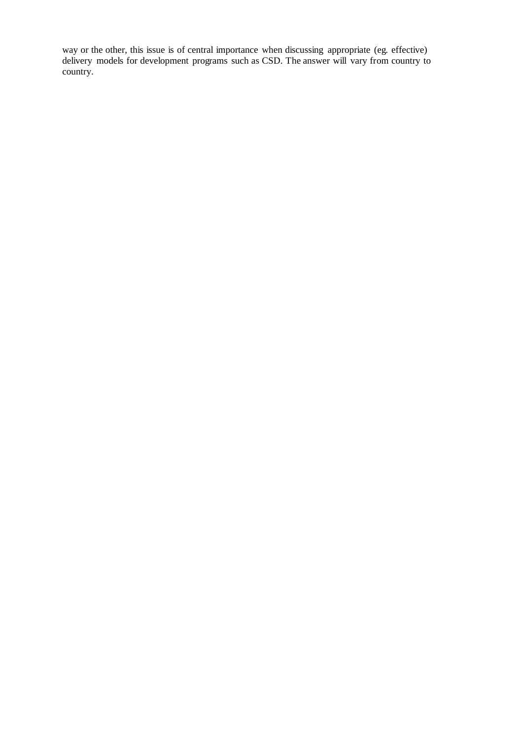way or the other, this issue is of central importance when discussing appropriate (eg. effective) delivery models for development programs such as CSD. The answer will vary from country to country.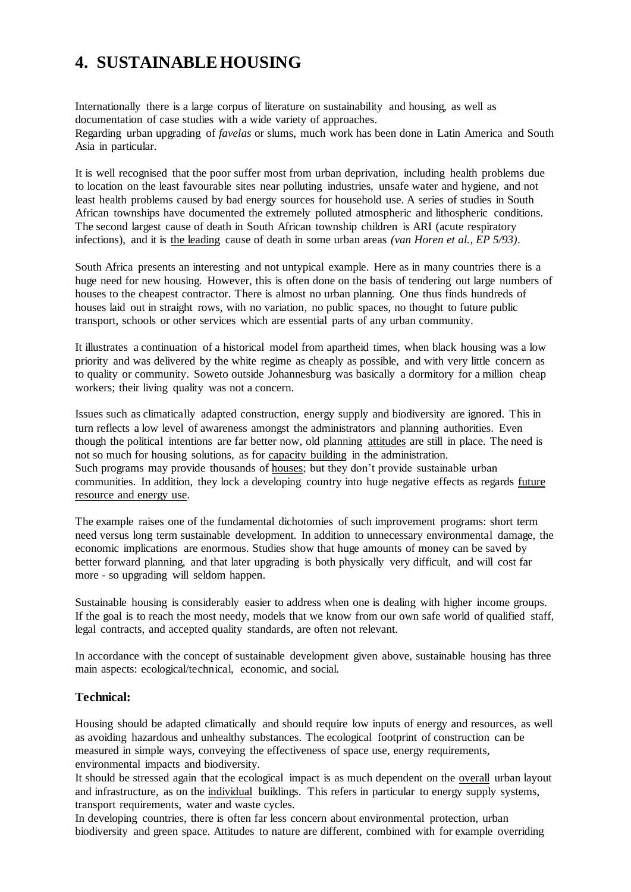# 4. SUSTAINABLE HOUSING

Internationally there is a large corpus of literature on sustainability and housing, as well as documentation of case studies with a wide variety of approaches.
Regarding urban upgrading of *favelas* or slums, much work has been done in Latin America and South Asia in particular.

It is well recognised that the poor suffer most from urban deprivation, including health problems due to location on the least favourable sites near polluting industries, unsafe water and hygiene, and not least health problems caused by bad energy sources for household use. A series of studies in South African townships have documented the extremely polluted atmospheric and lithospheric conditions. The second largest cause of death in South African township children is ARI (acute respiratory infections), and it is <u>the leading</u> cause of death in some urban areas *(van Horen et al., EP 5/93)*.

South Africa presents an interesting and not untypical example. Here as in many countries there is a huge need for new housing. However, this is often done on the basis of tendering out large numbers of houses to the cheapest contractor. There is almost no urban planning. One thus finds hundreds of houses laid out in straight rows, with no variation, no public spaces, no thought to future public transport, schools or other services which are essential parts of any urban community.

It illustrates a continuation of a historical model from apartheid times, when black housing was a low priority and was delivered by the white regime as cheaply as possible, and with very little concern as to quality or community. Soweto outside Johannesburg was basically a dormitory for a million cheap workers; their living quality was not a concern.

Issues such as climatically adapted construction, energy supply and biodiversity are ignored. This in turn reflects a low level of awareness amongst the administrators and planning authorities. Even though the political intentions are far better now, old planning <u>attitudes</u> are still in place. The need is not so much for housing solutions, as for <u>capacity building</u> in the administration.
Such programs may provide thousands of <u>houses</u>; but they don't provide sustainable urban communities. In addition, they lock a developing country into huge negative effects as regards <u>future resource and energy use</u>.

The example raises one of the fundamental dichotomies of such improvement programs: short term need versus long term sustainable development. In addition to unnecessary environmental damage, the economic implications are enormous. Studies show that huge amounts of money can be saved by better forward planning, and that later upgrading is both physically very difficult, and will cost far more - so upgrading will seldom happen.

Sustainable housing is considerably easier to address when one is dealing with higher income groups. If the goal is to reach the most needy, models that we know from our own safe world of qualified staff, legal contracts, and accepted quality standards, are often not relevant.

In accordance with the concept of sustainable development given above, sustainable housing has three main aspects: ecological/technical, economic, and social.

### Technical:

Housing should be adapted climatically and should require low inputs of energy and resources, as well as avoiding hazardous and unhealthy substances. The ecological footprint of construction can be measured in simple ways, conveying the effectiveness of space use, energy requirements, environmental impacts and biodiversity.
It should be stressed again that the ecological impact is as much dependent on the <u>overall</u> urban layout and infrastructure, as on the <u>individual</u> buildings. This refers in particular to energy supply systems, transport requirements, water and waste cycles.
In developing countries, there is often far less concern about environmental protection, urban biodiversity and green space. Attitudes to nature are different, combined with for example overriding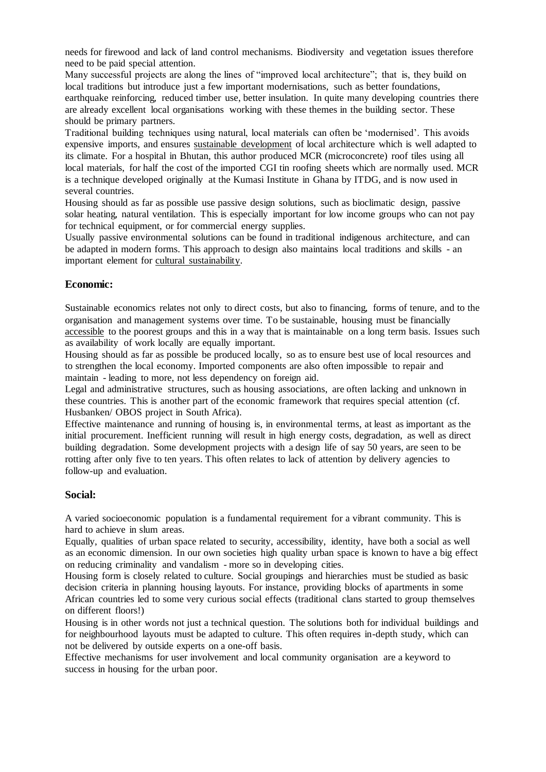needs for firewood and lack of land control mechanisms. Biodiversity and vegetation issues therefore need to be paid special attention.

Many successful projects are along the lines of "improved local architecture"; that is, they build on local traditions but introduce just a few important modernisations, such as better foundations, earthquake reinforcing, reduced timber use, better insulation. In quite many developing countries there are already excellent local organisations working with these themes in the building sector. These should be primary partners.

Traditional building techniques using natural, local materials can often be 'modernised'. This avoids expensive imports, and ensures sustainable development of local architecture which is well adapted to its climate. For a hospital in Bhutan, this author produced MCR (microconcrete) roof tiles using all local materials, for half the cost of the imported CGI tin roofing sheets which are normally used. MCR is a technique developed originally at the Kumasi Institute in Ghana by ITDG, and is now used in several countries.

Housing should as far as possible use passive design solutions, such as bioclimatic design, passive solar heating, natural ventilation. This is especially important for low income groups who can not pay for technical equipment, or for commercial energy supplies.

Usually passive environmental solutions can be found in traditional indigenous architecture, and can be adapted in modern forms. This approach to design also maintains local traditions and skills - an important element for cultural sustainability.

### Economic:

Sustainable economics relates not only to direct costs, but also to financing, forms of tenure, and to the organisation and management systems over time. To be sustainable, housing must be financially accessible to the poorest groups and this in a way that is maintainable on a long term basis. Issues such as availability of work locally are equally important.

Housing should as far as possible be produced locally, so as to ensure best use of local resources and to strengthen the local economy. Imported components are also often impossible to repair and maintain - leading to more, not less dependency on foreign aid.

Legal and administrative structures, such as housing associations, are often lacking and unknown in these countries. This is another part of the economic framework that requires special attention (cf. Husbanken/ OBOS project in South Africa).

Effective maintenance and running of housing is, in environmental terms, at least as important as the initial procurement. Inefficient running will result in high energy costs, degradation, as well as direct building degradation. Some development projects with a design life of say 50 years, are seen to be rotting after only five to ten years. This often relates to lack of attention by delivery agencies to follow-up and evaluation.

### Social:

A varied socioeconomic population is a fundamental requirement for a vibrant community. This is hard to achieve in slum areas.

Equally, qualities of urban space related to security, accessibility, identity, have both a social as well as an economic dimension. In our own societies high quality urban space is known to have a big effect on reducing criminality and vandalism - more so in developing cities.

Housing form is closely related to culture. Social groupings and hierarchies must be studied as basic decision criteria in planning housing layouts. For instance, providing blocks of apartments in some African countries led to some very curious social effects (traditional clans started to group themselves on different floors!)

Housing is in other words not just a technical question. The solutions both for individual buildings and for neighbourhood layouts must be adapted to culture. This often requires in-depth study, which can not be delivered by outside experts on a one-off basis.

Effective mechanisms for user involvement and local community organisation are a keyword to success in housing for the urban poor.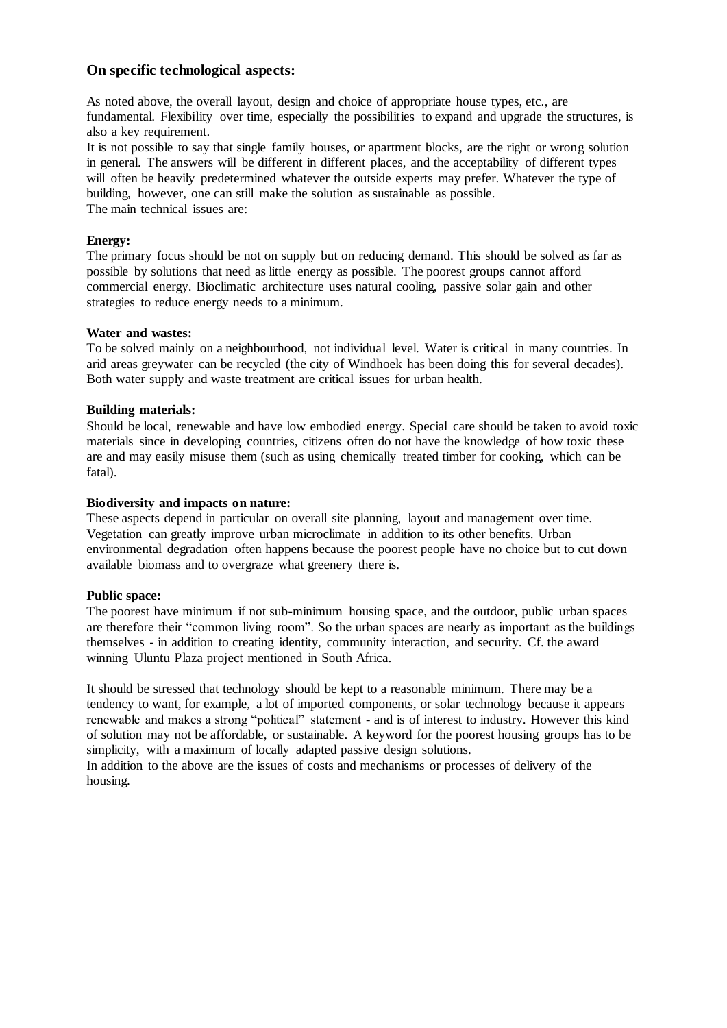### On specific technological aspects:

As noted above, the overall layout, design and choice of appropriate house types, etc., are fundamental. Flexibility over time, especially the possibilities to expand and upgrade the structures, is also a key requirement.

It is not possible to say that single family houses, or apartment blocks, are the right or wrong solution in general. The answers will be different in different places, and the acceptability of different types will often be heavily predetermined whatever the outside experts may prefer. Whatever the type of building, however, one can still make the solution as sustainable as possible.

The main technical issues are:

**Energy:**
The primary focus should be not on supply but on <u>reducing demand</u>. This should be solved as far as possible by solutions that need as little energy as possible. The poorest groups cannot afford commercial energy. Bioclimatic architecture uses natural cooling, passive solar gain and other strategies to reduce energy needs to a minimum.

**Water and wastes:**
To be solved mainly on a neighbourhood, not individual level. Water is critical in many countries. In arid areas greywater can be recycled (the city of Windhoek has been doing this for several decades). Both water supply and waste treatment are critical issues for urban health.

**Building materials:**
Should be local, renewable and have low embodied energy. Special care should be taken to avoid toxic materials since in developing countries, citizens often do not have the knowledge of how toxic these are and may easily misuse them (such as using chemically treated timber for cooking, which can be fatal).

**Biodiversity and impacts on nature:**
These aspects depend in particular on overall site planning, layout and management over time. Vegetation can greatly improve urban microclimate in addition to its other benefits. Urban environmental degradation often happens because the poorest people have no choice but to cut down available biomass and to overgraze what greenery there is.

**Public space:**
The poorest have minimum if not sub-minimum housing space, and the outdoor, public urban spaces are therefore their "common living room". So the urban spaces are nearly as important as the buildings themselves - in addition to creating identity, community interaction, and security. Cf. the award winning Uluntu Plaza project mentioned in South Africa.

It should be stressed that technology should be kept to a reasonable minimum. There may be a tendency to want, for example, a lot of imported components, or solar technology because it appears renewable and makes a strong "political" statement - and is of interest to industry. However this kind of solution may not be affordable, or sustainable. A keyword for the poorest housing groups has to be simplicity, with a maximum of locally adapted passive design solutions.

In addition to the above are the issues of <u>costs</u> and mechanisms or <u>processes of delivery</u> of the housing.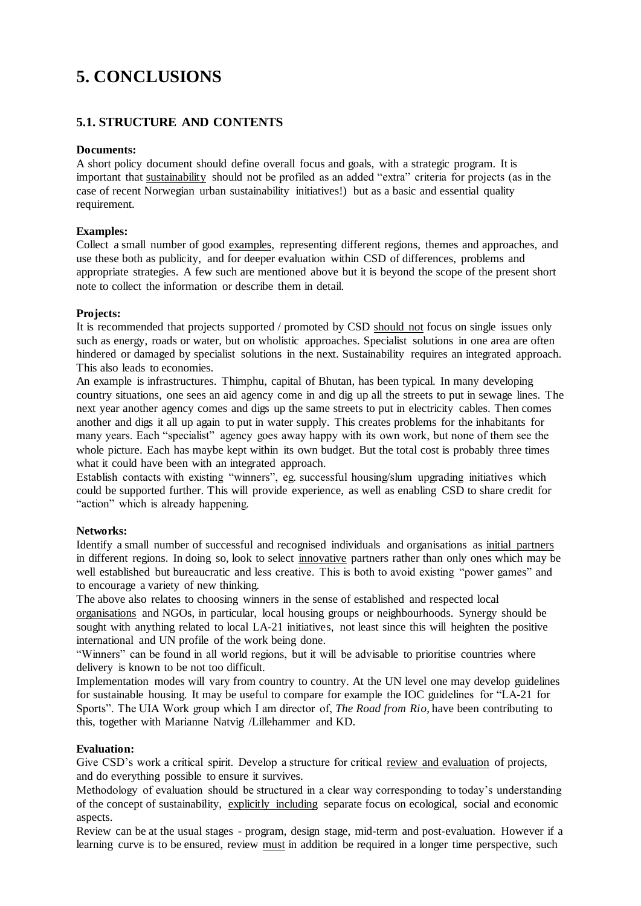# 5. CONCLUSIONS

## 5.1. STRUCTURE AND CONTENTS

**Documents:**

A short policy document should define overall focus and goals, with a strategic program. It is important that sustainability should not be profiled as an added "extra" criteria for projects (as in the case of recent Norwegian urban sustainability initiatives!) but as a basic and essential quality requirement.

**Examples:**

Collect a small number of good examples, representing different regions, themes and approaches, and use these both as publicity, and for deeper evaluation within CSD of differences, problems and appropriate strategies. A few such are mentioned above but it is beyond the scope of the present short note to collect the information or describe them in detail.

**Projects:**

It is recommended that projects supported / promoted by CSD should not focus on single issues only such as energy, roads or water, but on wholistic approaches. Specialist solutions in one area are often hindered or damaged by specialist solutions in the next. Sustainability requires an integrated approach. This also leads to economies.

An example is infrastructures. Thimphu, capital of Bhutan, has been typical. In many developing country situations, one sees an aid agency come in and dig up all the streets to put in sewage lines. The next year another agency comes and digs up the same streets to put in electricity cables. Then comes another and digs it all up again to put in water supply. This creates problems for the inhabitants for many years. Each "specialist" agency goes away happy with its own work, but none of them see the whole picture. Each has maybe kept within its own budget. But the total cost is probably three times what it could have been with an integrated approach.

Establish contacts with existing "winners", eg. successful housing/slum upgrading initiatives which could be supported further. This will provide experience, as well as enabling CSD to share credit for "action" which is already happening.

**Networks:**

Identify a small number of successful and recognised individuals and organisations as initial partners in different regions. In doing so, look to select innovative partners rather than only ones which may be well established but bureaucratic and less creative. This is both to avoid existing "power games" and to encourage a variety of new thinking.

The above also relates to choosing winners in the sense of established and respected local organisations and NGOs, in particular, local housing groups or neighbourhoods. Synergy should be sought with anything related to local LA-21 initiatives, not least since this will heighten the positive international and UN profile of the work being done.

"Winners" can be found in all world regions, but it will be advisable to prioritise countries where delivery is known to be not too difficult.

Implementation modes will vary from country to country. At the UN level one may develop guidelines for sustainable housing. It may be useful to compare for example the IOC guidelines for "LA-21 for Sports". The UIA Work group which I am director of, *The Road from Rio*, have been contributing to this, together with Marianne Natvig /Lillehammer and KD.

**Evaluation:**

Give CSD's work a critical spirit. Develop a structure for critical review and evaluation of projects, and do everything possible to ensure it survives.

Methodology of evaluation should be structured in a clear way corresponding to today's understanding of the concept of sustainability, explicitly including separate focus on ecological, social and economic aspects.

Review can be at the usual stages - program, design stage, mid-term and post-evaluation. However if a learning curve is to be ensured, review must in addition be required in a longer time perspective, such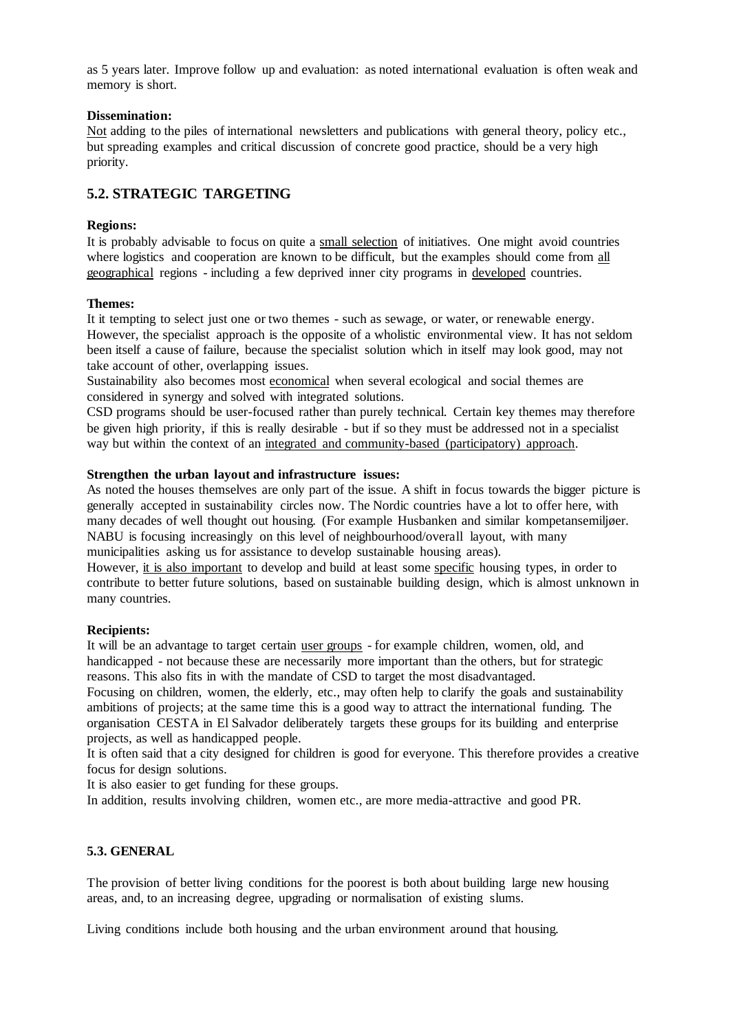as 5 years later. Improve follow up and evaluation: as noted international evaluation is often weak and memory is short.

**Dissemination:**
<u>Not</u> adding to the piles of international newsletters and publications with general theory, policy etc., but spreading examples and critical discussion of concrete good practice, should be a very high priority.

## 5.2. STRATEGIC TARGETING

**Regions:**
It is probably advisable to focus on quite a <u>small selection</u> of initiatives. One might avoid countries where logistics and cooperation are known to be difficult, but the examples should come from <u>all geographical</u> regions - including a few deprived inner city programs in <u>developed</u> countries.

**Themes:**
It it tempting to select just one or two themes - such as sewage, or water, or renewable energy. However, the specialist approach is the opposite of a wholistic environmental view. It has not seldom been itself a cause of failure, because the specialist solution which in itself may look good, may not take account of other, overlapping issues.
Sustainability also becomes most <u>economical</u> when several ecological and social themes are considered in synergy and solved with integrated solutions.
CSD programs should be user-focused rather than purely technical. Certain key themes may therefore be given high priority, if this is really desirable - but if so they must be addressed not in a specialist way but within the context of an <u>integrated and community-based (participatory) approach</u>.

**Strengthen the urban layout and infrastructure issues:**
As noted the houses themselves are only part of the issue. A shift in focus towards the bigger picture is generally accepted in sustainability circles now. The Nordic countries have a lot to offer here, with many decades of well thought out housing. (For example Husbanken and similar kompetansemiljøer. NABU is focusing increasingly on this level of neighbourhood/overall layout, with many municipalities asking us for assistance to develop sustainable housing areas).
However, <u>it is also important</u> to develop and build at least some <u>specific</u> housing types, in order to contribute to better future solutions, based on sustainable building design, which is almost unknown in many countries.

**Recipients:**
It will be an advantage to target certain <u>user groups</u> - for example children, women, old, and handicapped - not because these are necessarily more important than the others, but for strategic reasons. This also fits in with the mandate of CSD to target the most disadvantaged.
Focusing on children, women, the elderly, etc., may often help to clarify the goals and sustainability ambitions of projects; at the same time this is a good way to attract the international funding. The organisation CESTA in El Salvador deliberately targets these groups for its building and enterprise projects, as well as handicapped people.
It is often said that a city designed for children is good for everyone. This therefore provides a creative focus for design solutions.
It is also easier to get funding for these groups.
In addition, results involving children, women etc., are more media-attractive and good PR.

## 5.3. GENERAL

The provision of better living conditions for the poorest is both about building large new housing areas, and, to an increasing degree, upgrading or normalisation of existing slums.

Living conditions include both housing and the urban environment around that housing.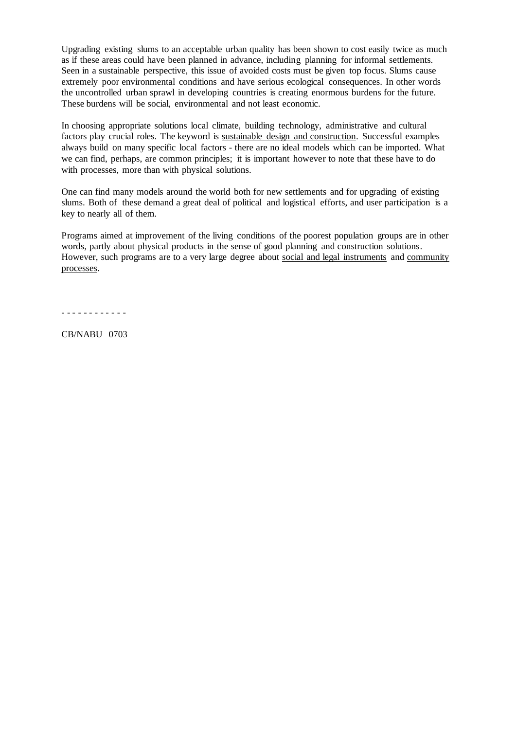Upgrading existing slums to an acceptable urban quality has been shown to cost easily twice as much as if these areas could have been planned in advance, including planning for informal settlements. Seen in a sustainable perspective, this issue of avoided costs must be given top focus. Slums cause extremely poor environmental conditions and have serious ecological consequences. In other words the uncontrolled urban sprawl in developing countries is creating enormous burdens for the future. These burdens will be social, environmental and not least economic.

In choosing appropriate solutions local climate, building technology, administrative and cultural factors play crucial roles. The keyword is <u>sustainable design and construction</u>. Successful examples always build on many specific local factors - there are no ideal models which can be imported. What we can find, perhaps, are common principles; it is important however to note that these have to do with processes, more than with physical solutions.

One can find many models around the world both for new settlements and for upgrading of existing slums. Both of these demand a great deal of political and logistical efforts, and user participation is a key to nearly all of them.

Programs aimed at improvement of the living conditions of the poorest population groups are in other words, partly about physical products in the sense of good planning and construction solutions. However, such programs are to a very large degree about <u>social and legal instruments</u> and <u>community processes</u>.

- - - - - - - - - - - -

CB/NABU 0703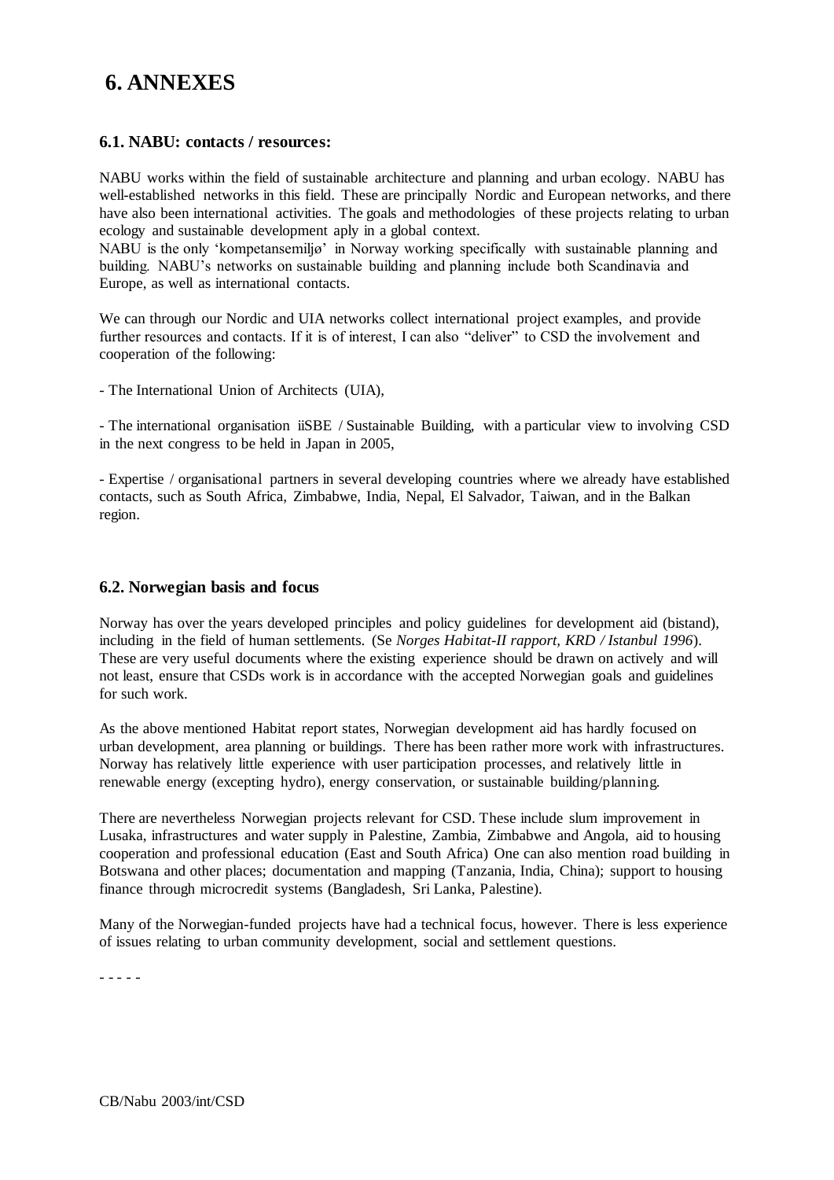# 6. ANNEXES

### 6.1. NABU: contacts / resources:

NABU works within the field of sustainable architecture and planning and urban ecology. NABU has well-established networks in this field. These are principally Nordic and European networks, and there have also been international activities. The goals and methodologies of these projects relating to urban ecology and sustainable development aply in a global context.
NABU is the only 'kompetansemiljø' in Norway working specifically with sustainable planning and building. NABU's networks on sustainable building and planning include both Scandinavia and Europe, as well as international contacts.

We can through our Nordic and UIA networks collect international project examples, and provide further resources and contacts. If it is of interest, I can also "deliver" to CSD the involvement and cooperation of the following:

- The International Union of Architects (UIA),

- The international organisation iiSBE / Sustainable Building, with a particular view to involving CSD in the next congress to be held in Japan in 2005,

- Expertise / organisational partners in several developing countries where we already have established contacts, such as South Africa, Zimbabwe, India, Nepal, El Salvador, Taiwan, and in the Balkan region.

### 6.2. Norwegian basis and focus

Norway has over the years developed principles and policy guidelines for development aid (bistand), including in the field of human settlements. (Se *Norges Habitat-II rapport, KRD / Istanbul 1996*). These are very useful documents where the existing experience should be drawn on actively and will not least, ensure that CSDs work is in accordance with the accepted Norwegian goals and guidelines for such work.

As the above mentioned Habitat report states, Norwegian development aid has hardly focused on urban development, area planning or buildings. There has been rather more work with infrastructures. Norway has relatively little experience with user participation processes, and relatively little in renewable energy (excepting hydro), energy conservation, or sustainable building/planning.

There are nevertheless Norwegian projects relevant for CSD. These include slum improvement in Lusaka, infrastructures and water supply in Palestine, Zambia, Zimbabwe and Angola, aid to housing cooperation and professional education (East and South Africa) One can also mention road building in Botswana and other places; documentation and mapping (Tanzania, India, China); support to housing finance through microcredit systems (Bangladesh, Sri Lanka, Palestine).

Many of the Norwegian-funded projects have had a technical focus, however. There is less experience of issues relating to urban community development, social and settlement questions.

- - - - -